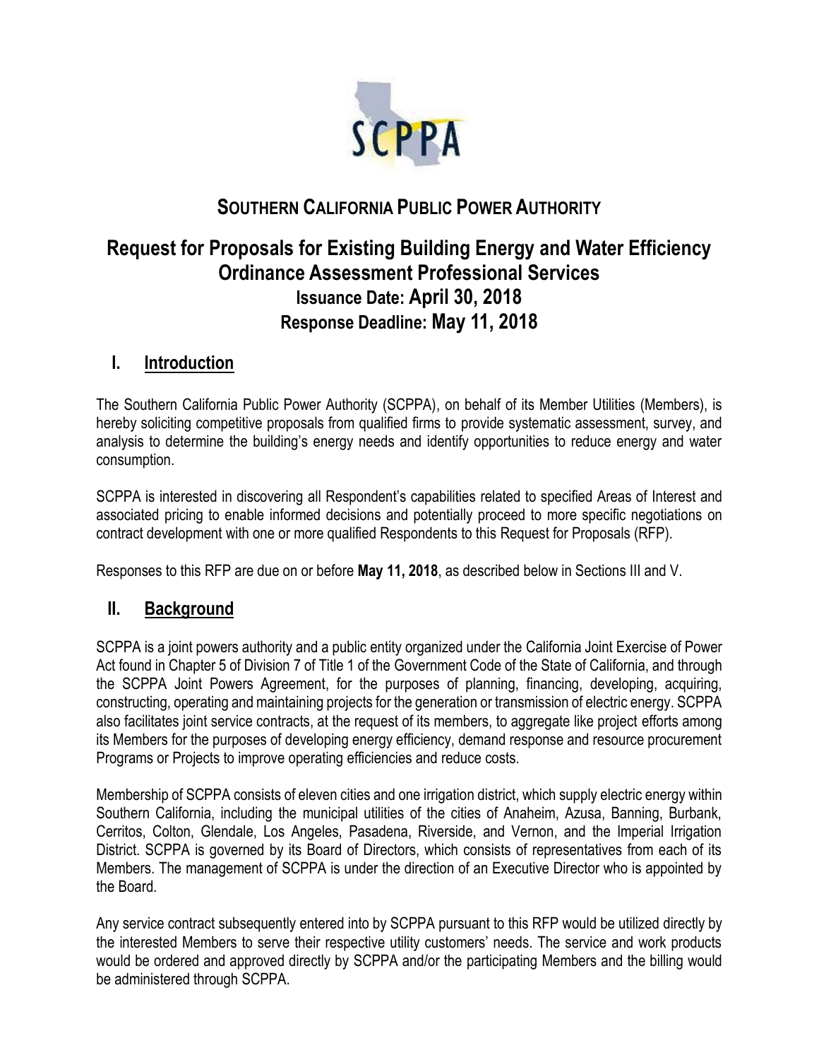# SOUTHERN CALIFORNIA PUBLIC POWER AUTHORITY

# Request for Proposals for Existing Building Energy and Water Efficiency Ordinance Assessment Professional Services

## Issuance Date: April 30, 2018

## Response Deadline: May 11, 2018

## I. Introduction

The Southern California Public Power Authority (SCPPA), on behalf of its Member Utilities (Members), is hereby soliciting competitive proposals from qualified firms to provide systematic assessment, survey, and analysis to determine the building's energy needs and identify opportunities to reduce energy and water consumption.

SCPPA is interested in discovering all Respondent's capabilities related to specified Areas of Interest and associated pricing to enable informed decisions and potentially proceed to more specific negotiations on contract development with one or more qualified Respondents to this Request for Proposals (RFP).

Responses to this RFP are due on or before **May 11, 2018**, as described below in Sections III and V.

## II. Background

SCPPA is a joint powers authority and a public entity organized under the California Joint Exercise of Power Act found in Chapter 5 of Division 7 of Title 1 of the Government Code of the State of California, and through the SCPPA Joint Powers Agreement, for the purposes of planning, financing, developing, acquiring, constructing, operating and maintaining projects for the generation or transmission of electric energy. SCPPA also facilitates joint service contracts, at the request of its members, to aggregate like project efforts among its Members for the purposes of developing energy efficiency, demand response and resource procurement Programs or Projects to improve operating efficiencies and reduce costs.

Membership of SCPPA consists of eleven cities and one irrigation district, which supply electric energy within Southern California, including the municipal utilities of the cities of Anaheim, Azusa, Banning, Burbank, Cerritos, Colton, Glendale, Los Angeles, Pasadena, Riverside, and Vernon, and the Imperial Irrigation District. SCPPA is governed by its Board of Directors, which consists of representatives from each of its Members. The management of SCPPA is under the direction of an Executive Director who is appointed by the Board.

Any service contract subsequently entered into by SCPPA pursuant to this RFP would be utilized directly by the interested Members to serve their respective utility customers' needs. The service and work products would be ordered and approved directly by SCPPA and/or the participating Members and the billing would be administered through SCPPA.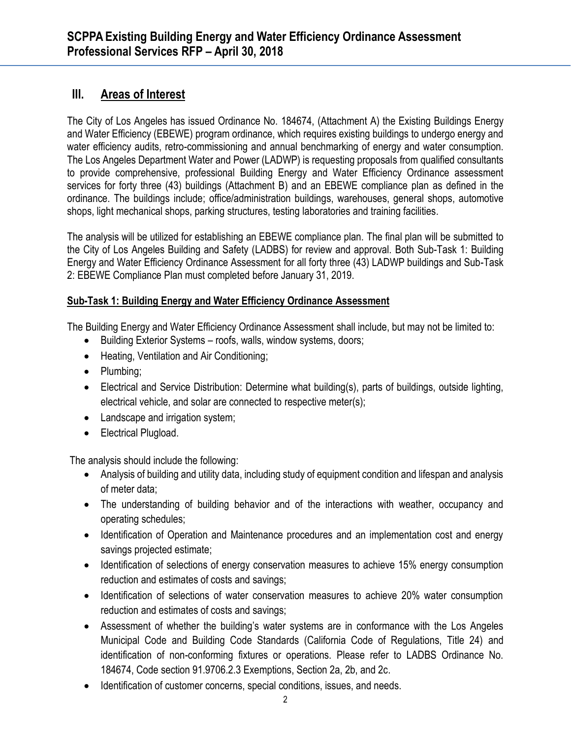## III. Areas of Interest

The City of Los Angeles has issued Ordinance No. 184674, (Attachment A) the Existing Buildings Energy and Water Efficiency (EBEWE) program ordinance, which requires existing buildings to undergo energy and water efficiency audits, retro-commissioning and annual benchmarking of energy and water consumption. The Los Angeles Department Water and Power (LADWP) is requesting proposals from qualified consultants to provide comprehensive, professional Building Energy and Water Efficiency Ordinance assessment services for forty three (43) buildings (Attachment B) and an EBEWE compliance plan as defined in the ordinance. The buildings include; office/administration buildings, warehouses, general shops, automotive shops, light mechanical shops, parking structures, testing laboratories and training facilities.

The analysis will be utilized for establishing an EBEWE compliance plan. The final plan will be submitted to the City of Los Angeles Building and Safety (LADBS) for review and approval. Both Sub-Task 1: Building Energy and Water Efficiency Ordinance Assessment for all forty three (43) LADWP buildings and Sub-Task 2: EBEWE Compliance Plan must completed before January 31, 2019.

### Sub-Task 1: Building Energy and Water Efficiency Ordinance Assessment

The Building Energy and Water Efficiency Ordinance Assessment shall include, but may not be limited to:

- Building Exterior Systems – roofs, walls, window systems, doors;
- Heating, Ventilation and Air Conditioning;
- Plumbing;
- Electrical and Service Distribution: Determine what building(s), parts of buildings, outside lighting, electrical vehicle, and solar are connected to respective meter(s);
- Landscape and irrigation system;
- Electrical Plugload.

The analysis should include the following:

- Analysis of building and utility data, including study of equipment condition and lifespan and analysis of meter data;
- The understanding of building behavior and of the interactions with weather, occupancy and operating schedules;
- Identification of Operation and Maintenance procedures and an implementation cost and energy savings projected estimate;
- Identification of selections of energy conservation measures to achieve 15% energy consumption reduction and estimates of costs and savings;
- Identification of selections of water conservation measures to achieve 20% water consumption reduction and estimates of costs and savings;
- Assessment of whether the building's water systems are in conformance with the Los Angeles Municipal Code and Building Code Standards (California Code of Regulations, Title 24) and identification of non-conforming fixtures or operations. Please refer to LADBS Ordinance No. 184674, Code section 91.9706.2.3 Exemptions, Section 2a, 2b, and 2c.
- Identification of customer concerns, special conditions, issues, and needs.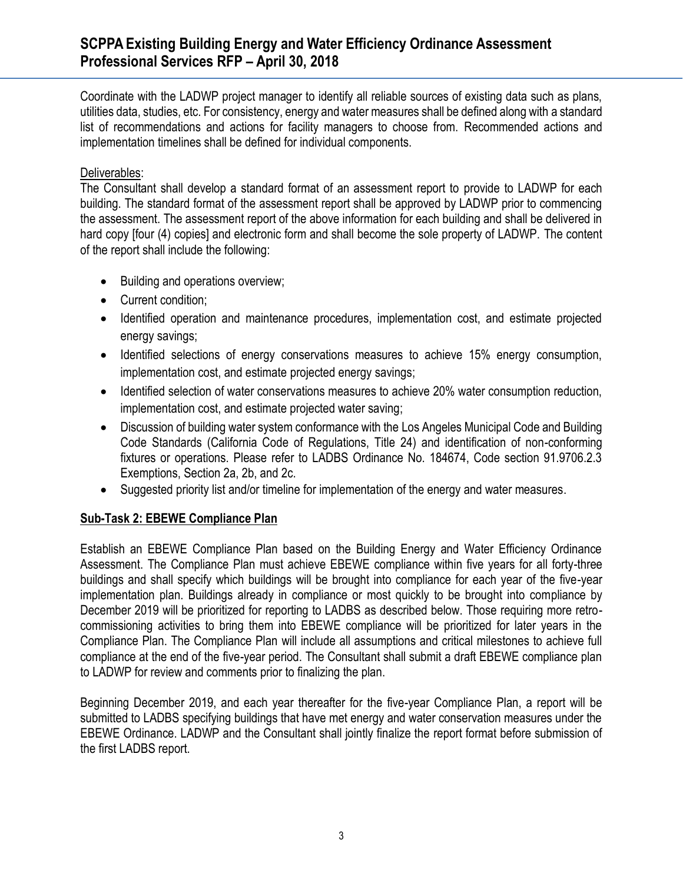Coordinate with the LADWP project manager to identify all reliable sources of existing data such as plans, utilities data, studies, etc. For consistency, energy and water measures shall be defined along with a standard list of recommendations and actions for facility managers to choose from. Recommended actions and implementation timelines shall be defined for individual components.

Deliverables:

The Consultant shall develop a standard format of an assessment report to provide to LADWP for each building. The standard format of the assessment report shall be approved by LADWP prior to commencing the assessment. The assessment report of the above information for each building and shall be delivered in hard copy [four (4) copies] and electronic form and shall become the sole property of LADWP. The content of the report shall include the following:

- Building and operations overview;
- Current condition;
- Identified operation and maintenance procedures, implementation cost, and estimate projected energy savings;
- Identified selections of energy conservations measures to achieve 15% energy consumption, implementation cost, and estimate projected energy savings;
- Identified selection of water conservations measures to achieve 20% water consumption reduction, implementation cost, and estimate projected water saving;
- Discussion of building water system conformance with the Los Angeles Municipal Code and Building Code Standards (California Code of Regulations, Title 24) and identification of non-conforming fixtures or operations. Please refer to LADBS Ordinance No. 184674, Code section 91.9706.2.3 Exemptions, Section 2a, 2b, and 2c.
- Suggested priority list and/or timeline for implementation of the energy and water measures.

## Sub-Task 2: EBEWE Compliance Plan

Establish an EBEWE Compliance Plan based on the Building Energy and Water Efficiency Ordinance Assessment. The Compliance Plan must achieve EBEWE compliance within five years for all forty-three buildings and shall specify which buildings will be brought into compliance for each year of the five-year implementation plan. Buildings already in compliance or most quickly to be brought into compliance by December 2019 will be prioritized for reporting to LADBS as described below. Those requiring more retro-commissioning activities to bring them into EBEWE compliance will be prioritized for later years in the Compliance Plan. The Compliance Plan will include all assumptions and critical milestones to achieve full compliance at the end of the five-year period. The Consultant shall submit a draft EBEWE compliance plan to LADWP for review and comments prior to finalizing the plan.

Beginning December 2019, and each year thereafter for the five-year Compliance Plan, a report will be submitted to LADBS specifying buildings that have met energy and water conservation measures under the EBEWE Ordinance. LADWP and the Consultant shall jointly finalize the report format before submission of the first LADBS report.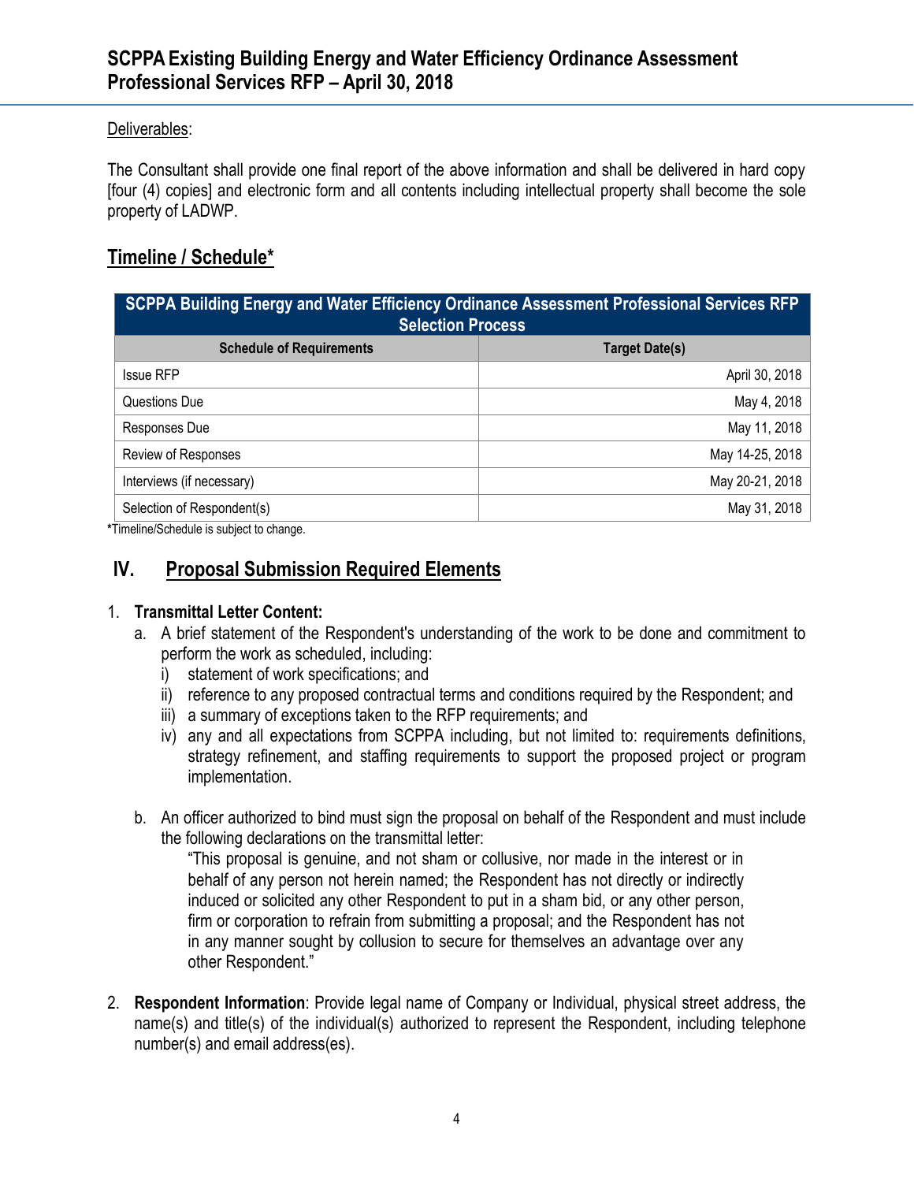Deliverables:

The Consultant shall provide one final report of the above information and shall be delivered in hard copy [four (4) copies] and electronic form and all contents including intellectual property shall become the sole property of LADWP.

## Timeline / Schedule*

| SCPPA Building Energy and Water Efficiency Ordinance Assessment Professional Services RFP Selection Process | |
|---|---|
| **Schedule of Requirements** | **Target Date(s)** |
| Issue RFP | April 30, 2018 |
| Questions Due | May 4, 2018 |
| Responses Due | May 11, 2018 |
| Review of Responses | May 14-25, 2018 |
| Interviews (if necessary) | May 20-21, 2018 |
| Selection of Respondent(s) | May 31, 2018 |

***Timeline/Schedule is subject to change.**

## IV. Proposal Submission Required Elements

1. **Transmittal Letter Content:**
   a. A brief statement of the Respondent's understanding of the work to be done and commitment to perform the work as scheduled, including:
      i) statement of work specifications; and
      ii) reference to any proposed contractual terms and conditions required by the Respondent; and
      iii) a summary of exceptions taken to the RFP requirements; and
      iv) any and all expectations from SCPPA including, but not limited to: requirements definitions, strategy refinement, and staffing requirements to support the proposed project or program implementation.

   b. An officer authorized to bind must sign the proposal on behalf of the Respondent and must include the following declarations on the transmittal letter:

      "This proposal is genuine, and not sham or collusive, nor made in the interest or in behalf of any person not herein named; the Respondent has not directly or indirectly induced or solicited any other Respondent to put in a sham bid, or any other person, firm or corporation to refrain from submitting a proposal; and the Respondent has not in any manner sought by collusion to secure for themselves an advantage over any other Respondent."

2. **Respondent Information**: Provide legal name of Company or Individual, physical street address, the name(s) and title(s) of the individual(s) authorized to represent the Respondent, including telephone number(s) and email address(es).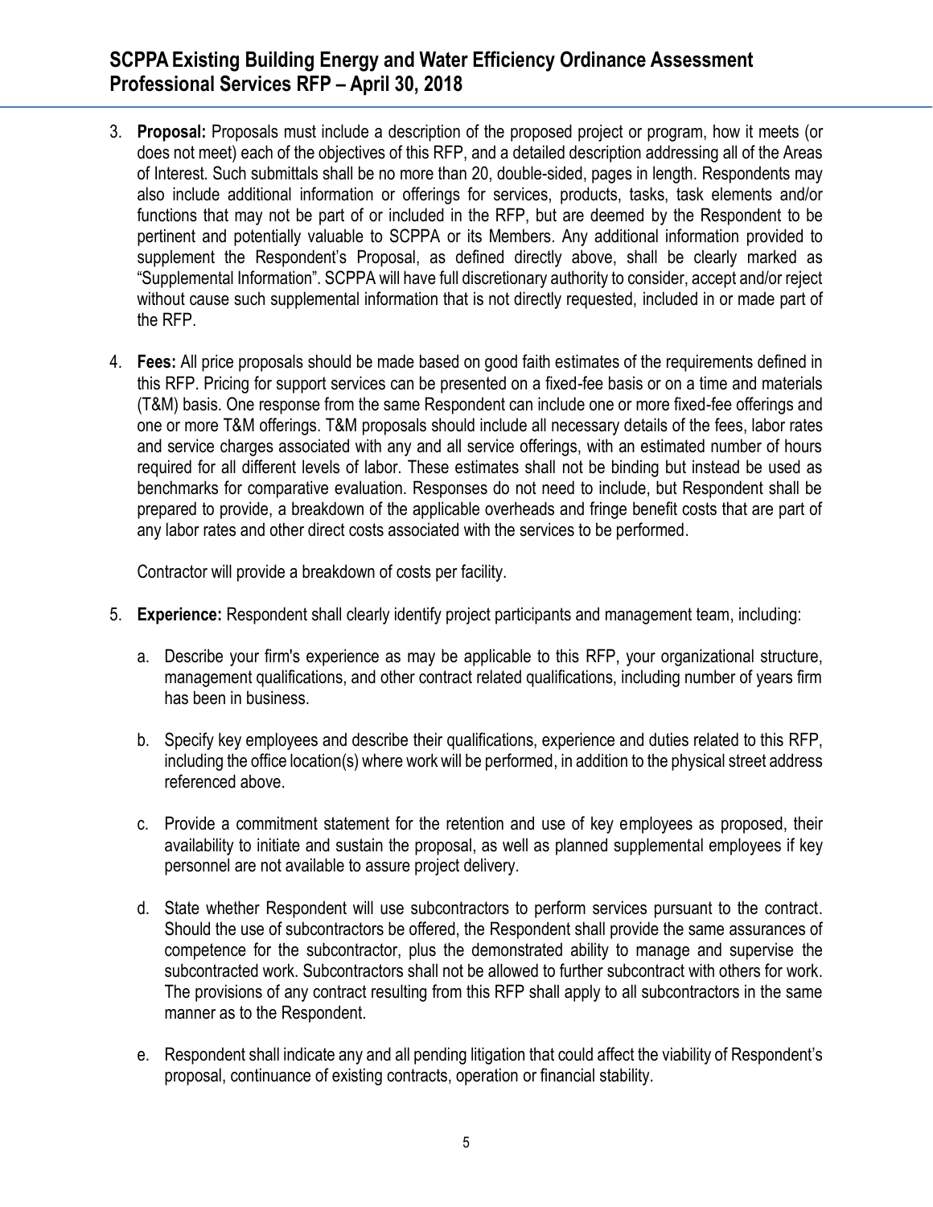3. **Proposal:** Proposals must include a description of the proposed project or program, how it meets (or does not meet) each of the objectives of this RFP, and a detailed description addressing all of the Areas of Interest. Such submittals shall be no more than 20, double-sided, pages in length. Respondents may also include additional information or offerings for services, products, tasks, task elements and/or functions that may not be part of or included in the RFP, but are deemed by the Respondent to be pertinent and potentially valuable to SCPPA or its Members. Any additional information provided to supplement the Respondent's Proposal, as defined directly above, shall be clearly marked as "Supplemental Information". SCPPA will have full discretionary authority to consider, accept and/or reject without cause such supplemental information that is not directly requested, included in or made part of the RFP.

4. **Fees:** All price proposals should be made based on good faith estimates of the requirements defined in this RFP. Pricing for support services can be presented on a fixed-fee basis or on a time and materials (T&M) basis. One response from the same Respondent can include one or more fixed-fee offerings and one or more T&M offerings. T&M proposals should include all necessary details of the fees, labor rates and service charges associated with any and all service offerings, with an estimated number of hours required for all different levels of labor. These estimates shall not be binding but instead be used as benchmarks for comparative evaluation. Responses do not need to include, but Respondent shall be prepared to provide, a breakdown of the applicable overheads and fringe benefit costs that are part of any labor rates and other direct costs associated with the services to be performed.

   Contractor will provide a breakdown of costs per facility.

5. **Experience:** Respondent shall clearly identify project participants and management team, including:

   a. Describe your firm's experience as may be applicable to this RFP, your organizational structure, management qualifications, and other contract related qualifications, including number of years firm has been in business.

   b. Specify key employees and describe their qualifications, experience and duties related to this RFP, including the office location(s) where work will be performed, in addition to the physical street address referenced above.

   c. Provide a commitment statement for the retention and use of key employees as proposed, their availability to initiate and sustain the proposal, as well as planned supplemental employees if key personnel are not available to assure project delivery.

   d. State whether Respondent will use subcontractors to perform services pursuant to the contract. Should the use of subcontractors be offered, the Respondent shall provide the same assurances of competence for the subcontractor, plus the demonstrated ability to manage and supervise the subcontracted work. Subcontractors shall not be allowed to further subcontract with others for work. The provisions of any contract resulting from this RFP shall apply to all subcontractors in the same manner as to the Respondent.

   e. Respondent shall indicate any and all pending litigation that could affect the viability of Respondent's proposal, continuance of existing contracts, operation or financial stability.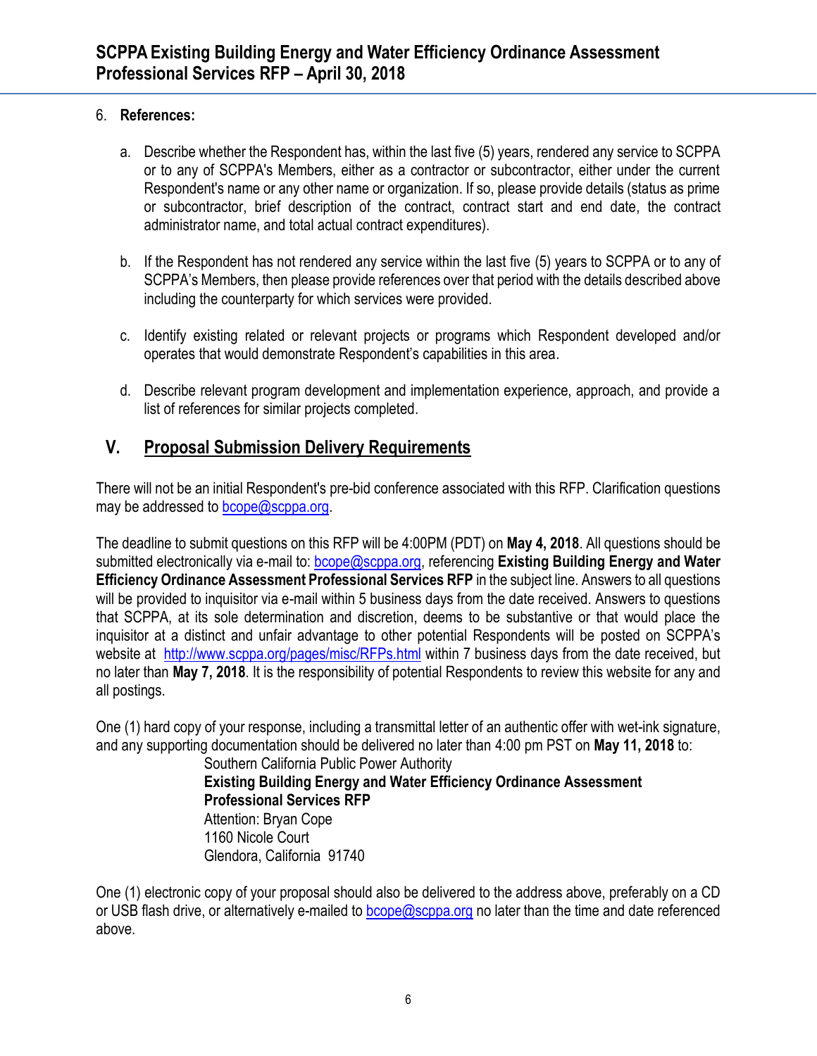6. **References:**

    a. Describe whether the Respondent has, within the last five (5) years, rendered any service to SCPPA or to any of SCPPA's Members, either as a contractor or subcontractor, either under the current Respondent's name or any other name or organization. If so, please provide details (status as prime or subcontractor, brief description of the contract, contract start and end date, the contract administrator name, and total actual contract expenditures).

    b. If the Respondent has not rendered any service within the last five (5) years to SCPPA or to any of SCPPA's Members, then please provide references over that period with the details described above including the counterparty for which services were provided.

    c. Identify existing related or relevant projects or programs which Respondent developed and/or operates that would demonstrate Respondent's capabilities in this area.

    d. Describe relevant program development and implementation experience, approach, and provide a list of references for similar projects completed.

## V. Proposal Submission Delivery Requirements

There will not be an initial Respondent's pre-bid conference associated with this RFP. Clarification questions may be addressed to bcope@scppa.org.

The deadline to submit questions on this RFP will be 4:00PM (PDT) on **May 4, 2018**. All questions should be submitted electronically via e-mail to: bcope@scppa.org, referencing **Existing Building Energy and Water Efficiency Ordinance Assessment Professional Services RFP** in the subject line. Answers to all questions will be provided to inquisitor via e-mail within 5 business days from the date received. Answers to questions that SCPPA, at its sole determination and discretion, deems to be substantive or that would place the inquisitor at a distinct and unfair advantage to other potential Respondents will be posted on SCPPA's website at http://www.scppa.org/pages/misc/RFPs.html within 7 business days from the date received, but no later than **May 7, 2018**. It is the responsibility of potential Respondents to review this website for any and all postings.

One (1) hard copy of your response, including a transmittal letter of an authentic offer with wet-ink signature, and any supporting documentation should be delivered no later than 4:00 pm PST on **May 11, 2018** to:

Southern California Public Power Authority  
**Existing Building Energy and Water Efficiency Ordinance Assessment Professional Services RFP**  
Attention: Bryan Cope  
1160 Nicole Court  
Glendora, California 91740

One (1) electronic copy of your proposal should also be delivered to the address above, preferably on a CD or USB flash drive, or alternatively e-mailed to bcope@scppa.org no later than the time and date referenced above.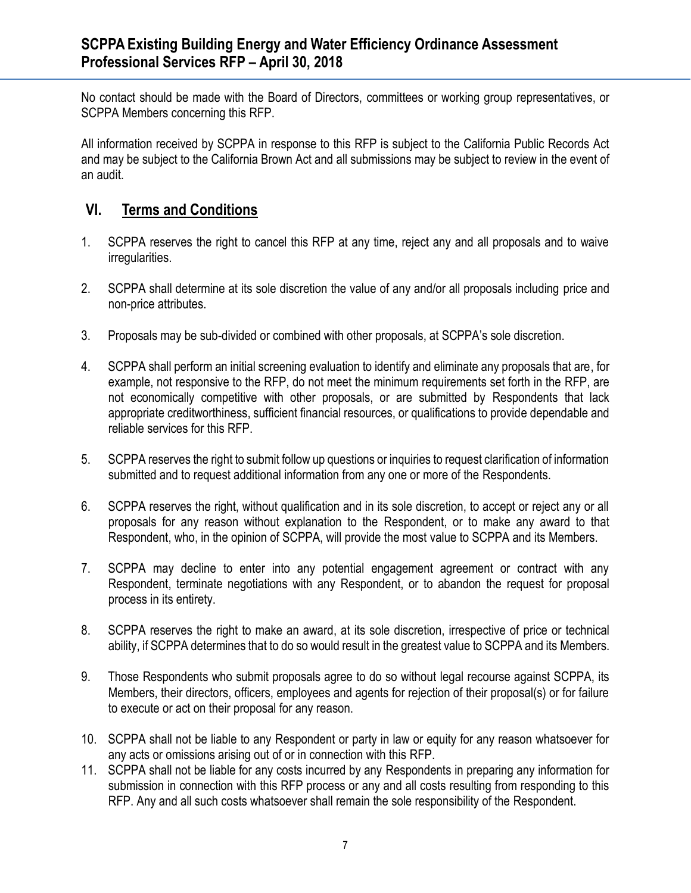No contact should be made with the Board of Directors, committees or working group representatives, or SCPPA Members concerning this RFP.

All information received by SCPPA in response to this RFP is subject to the California Public Records Act and may be subject to the California Brown Act and all submissions may be subject to review in the event of an audit.

## VI. Terms and Conditions

1. SCPPA reserves the right to cancel this RFP at any time, reject any and all proposals and to waive irregularities.

2. SCPPA shall determine at its sole discretion the value of any and/or all proposals including price and non-price attributes.

3. Proposals may be sub-divided or combined with other proposals, at SCPPA's sole discretion.

4. SCPPA shall perform an initial screening evaluation to identify and eliminate any proposals that are, for example, not responsive to the RFP, do not meet the minimum requirements set forth in the RFP, are not economically competitive with other proposals, or are submitted by Respondents that lack appropriate creditworthiness, sufficient financial resources, or qualifications to provide dependable and reliable services for this RFP.

5. SCPPA reserves the right to submit follow up questions or inquiries to request clarification of information submitted and to request additional information from any one or more of the Respondents.

6. SCPPA reserves the right, without qualification and in its sole discretion, to accept or reject any or all proposals for any reason without explanation to the Respondent, or to make any award to that Respondent, who, in the opinion of SCPPA, will provide the most value to SCPPA and its Members.

7. SCPPA may decline to enter into any potential engagement agreement or contract with any Respondent, terminate negotiations with any Respondent, or to abandon the request for proposal process in its entirety.

8. SCPPA reserves the right to make an award, at its sole discretion, irrespective of price or technical ability, if SCPPA determines that to do so would result in the greatest value to SCPPA and its Members.

9. Those Respondents who submit proposals agree to do so without legal recourse against SCPPA, its Members, their directors, officers, employees and agents for rejection of their proposal(s) or for failure to execute or act on their proposal for any reason.

10. SCPPA shall not be liable to any Respondent or party in law or equity for any reason whatsoever for any acts or omissions arising out of or in connection with this RFP.

11. SCPPA shall not be liable for any costs incurred by any Respondents in preparing any information for submission in connection with this RFP process or any and all costs resulting from responding to this RFP. Any and all such costs whatsoever shall remain the sole responsibility of the Respondent.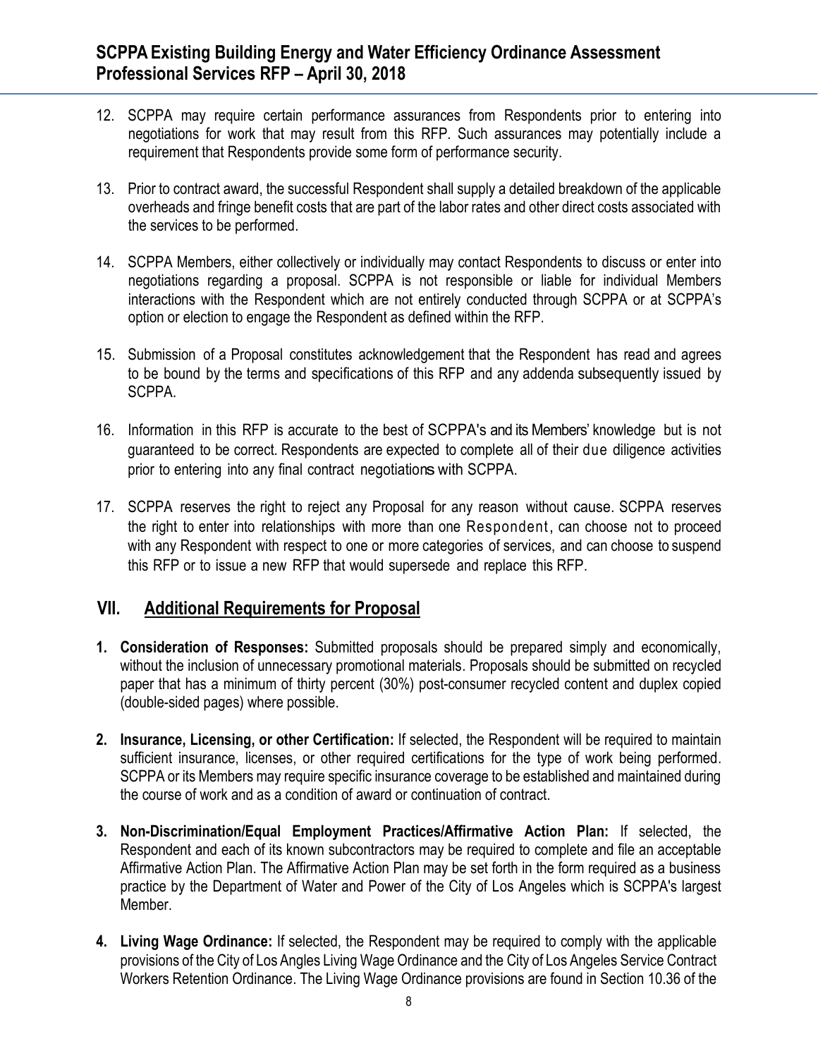12. SCPPA may require certain performance assurances from Respondents prior to entering into negotiations for work that may result from this RFP. Such assurances may potentially include a requirement that Respondents provide some form of performance security.

13. Prior to contract award, the successful Respondent shall supply a detailed breakdown of the applicable overheads and fringe benefit costs that are part of the labor rates and other direct costs associated with the services to be performed.

14. SCPPA Members, either collectively or individually may contact Respondents to discuss or enter into negotiations regarding a proposal. SCPPA is not responsible or liable for individual Members interactions with the Respondent which are not entirely conducted through SCPPA or at SCPPA's option or election to engage the Respondent as defined within the RFP.

15. Submission of a Proposal constitutes acknowledgement that the Respondent has read and agrees to be bound by the terms and specifications of this RFP and any addenda subsequently issued by SCPPA.

16. Information in this RFP is accurate to the best of SCPPA's and its Members' knowledge but is not guaranteed to be correct. Respondents are expected to complete all of their due diligence activities prior to entering into any final contract negotiations with SCPPA.

17. SCPPA reserves the right to reject any Proposal for any reason without cause. SCPPA reserves the right to enter into relationships with more than one Respondent, can choose not to proceed with any Respondent with respect to one or more categories of services, and can choose to suspend this RFP or to issue a new RFP that would supersede and replace this RFP.

## VII. Additional Requirements for Proposal

1. **Consideration of Responses:** Submitted proposals should be prepared simply and economically, without the inclusion of unnecessary promotional materials. Proposals should be submitted on recycled paper that has a minimum of thirty percent (30%) post-consumer recycled content and duplex copied (double-sided pages) where possible.

2. **Insurance, Licensing, or other Certification:** If selected, the Respondent will be required to maintain sufficient insurance, licenses, or other required certifications for the type of work being performed. SCPPA or its Members may require specific insurance coverage to be established and maintained during the course of work and as a condition of award or continuation of contract.

3. **Non-Discrimination/Equal Employment Practices/Affirmative Action Plan:** If selected, the Respondent and each of its known subcontractors may be required to complete and file an acceptable Affirmative Action Plan. The Affirmative Action Plan may be set forth in the form required as a business practice by the Department of Water and Power of the City of Los Angeles which is SCPPA's largest Member.

4. **Living Wage Ordinance:** If selected, the Respondent may be required to comply with the applicable provisions of the City of Los Angles Living Wage Ordinance and the City of Los Angeles Service Contract Workers Retention Ordinance. The Living Wage Ordinance provisions are found in Section 10.36 of the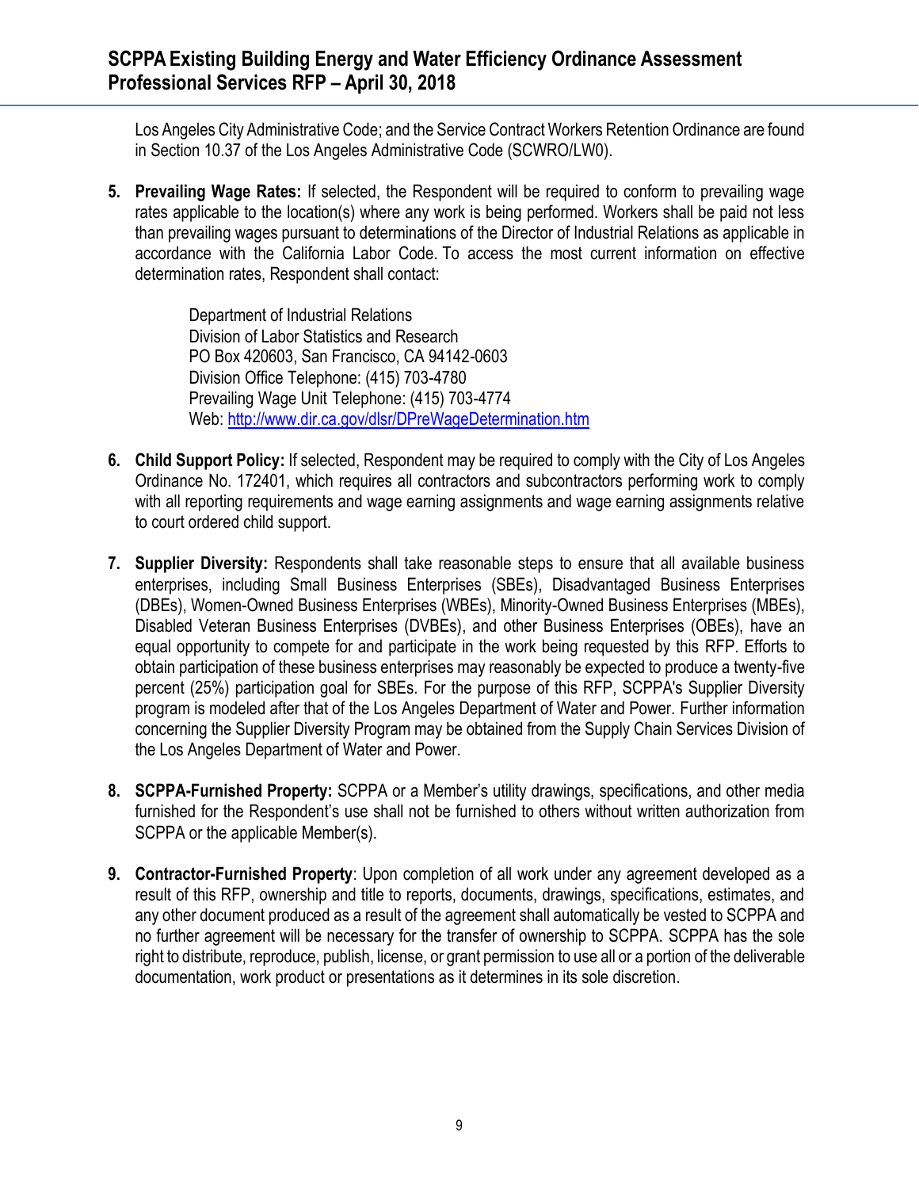Los Angeles City Administrative Code; and the Service Contract Workers Retention Ordinance are found in Section 10.37 of the Los Angeles Administrative Code (SCWRO/LW0).

5. **Prevailing Wage Rates:** If selected, the Respondent will be required to conform to prevailing wage rates applicable to the location(s) where any work is being performed. Workers shall be paid not less than prevailing wages pursuant to determinations of the Director of Industrial Relations as applicable in accordance with the California Labor Code. To access the most current information on effective determination rates, Respondent shall contact:

   Department of Industrial Relations
   Division of Labor Statistics and Research
   PO Box 420603, San Francisco, CA 94142-0603
   Division Office Telephone: (415) 703-4780
   Prevailing Wage Unit Telephone: (415) 703-4774
   Web: [http://www.dir.ca.gov/dlsr/DPreWageDetermination.htm](http://www.dir.ca.gov/dlsr/DPreWageDetermination.htm)

6. **Child Support Policy:** If selected, Respondent may be required to comply with the City of Los Angeles Ordinance No. 172401, which requires all contractors and subcontractors performing work to comply with all reporting requirements and wage earning assignments and wage earning assignments relative to court ordered child support.

7. **Supplier Diversity:** Respondents shall take reasonable steps to ensure that all available business enterprises, including Small Business Enterprises (SBEs), Disadvantaged Business Enterprises (DBEs), Women-Owned Business Enterprises (WBEs), Minority-Owned Business Enterprises (MBEs), Disabled Veteran Business Enterprises (DVBEs), and other Business Enterprises (OBEs), have an equal opportunity to compete for and participate in the work being requested by this RFP. Efforts to obtain participation of these business enterprises may reasonably be expected to produce a twenty-five percent (25%) participation goal for SBEs. For the purpose of this RFP, SCPPA's Supplier Diversity program is modeled after that of the Los Angeles Department of Water and Power. Further information concerning the Supplier Diversity Program may be obtained from the Supply Chain Services Division of the Los Angeles Department of Water and Power.

8. **SCPPA-Furnished Property:** SCPPA or a Member's utility drawings, specifications, and other media furnished for the Respondent's use shall not be furnished to others without written authorization from SCPPA or the applicable Member(s).

9. **Contractor-Furnished Property**: Upon completion of all work under any agreement developed as a result of this RFP, ownership and title to reports, documents, drawings, specifications, estimates, and any other document produced as a result of the agreement shall automatically be vested to SCPPA and no further agreement will be necessary for the transfer of ownership to SCPPA. SCPPA has the sole right to distribute, reproduce, publish, license, or grant permission to use all or a portion of the deliverable documentation, work product or presentations as it determines in its sole discretion.